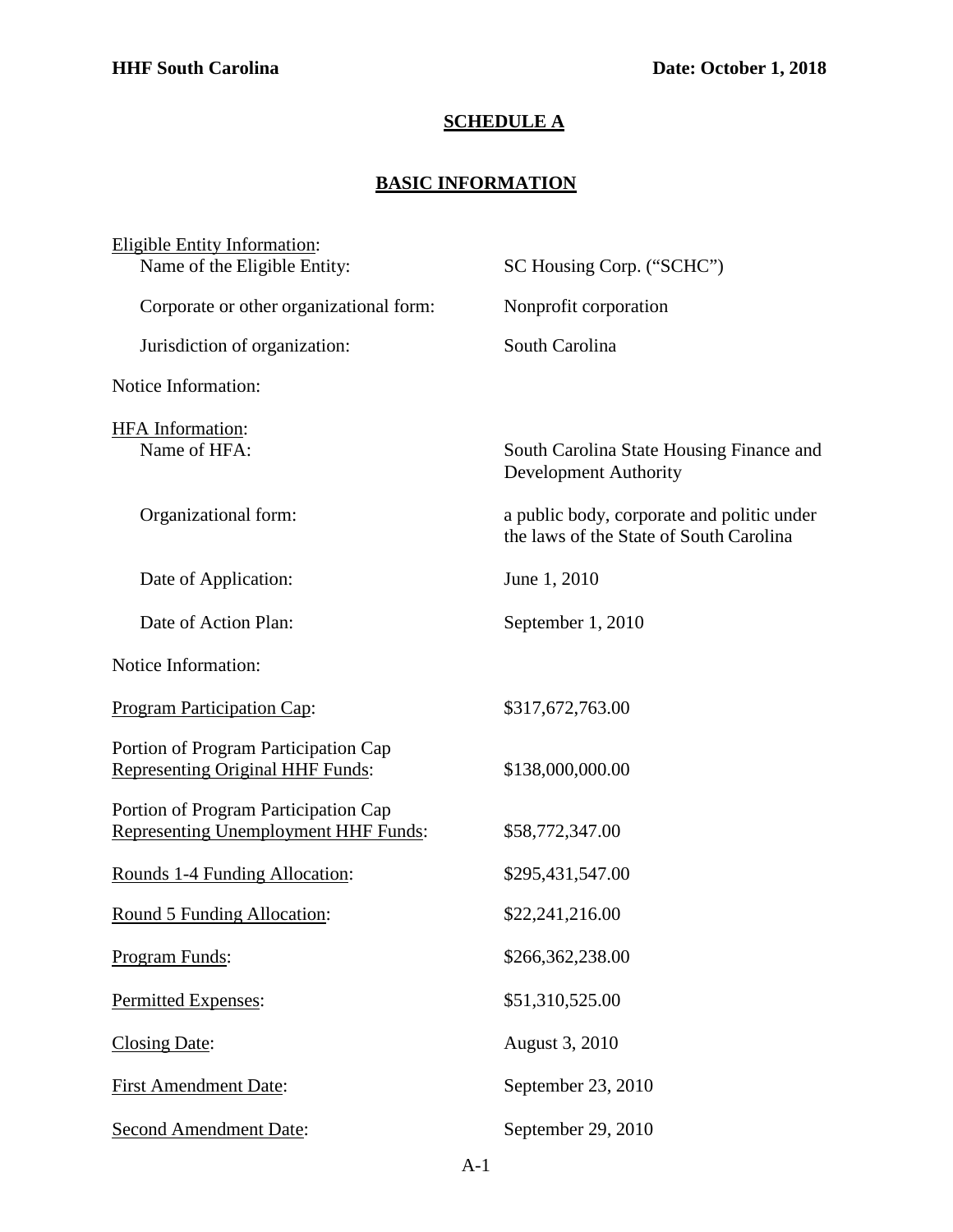**HHF South Carolina** **Date: October 1, 2018**

# SCHEDULE A

## BASIC INFORMATION

| | |
|---|---|
| Eligible Entity Information: | |
| Name of the Eligible Entity: | SC Housing Corp. ("SCHC") |
| Corporate or other organizational form: | Nonprofit corporation |
| Jurisdiction of organization: | South Carolina |
| Notice Information: | |
| HFA Information: | |
| Name of HFA: | South Carolina State Housing Finance and Development Authority |
| Organizational form: | a public body, corporate and politic under the laws of the State of South Carolina |
| Date of Application: | June 1, 2010 |
| Date of Action Plan: | September 1, 2010 |
| Notice Information: | |
| Program Participation Cap: | $317,672,763.00 |
| Portion of Program Participation Cap Representing Original HHF Funds: | $138,000,000.00 |
| Portion of Program Participation Cap Representing Unemployment HHF Funds: | $58,772,347.00 |
| Rounds 1-4 Funding Allocation: | $295,431,547.00 |
| Round 5 Funding Allocation: | $22,241,216.00 |
| Program Funds: | $266,362,238.00 |
| Permitted Expenses: | $51,310,525.00 |
| Closing Date: | August 3, 2010 |
| First Amendment Date: | September 23, 2010 |
| Second Amendment Date: | September 29, 2010 |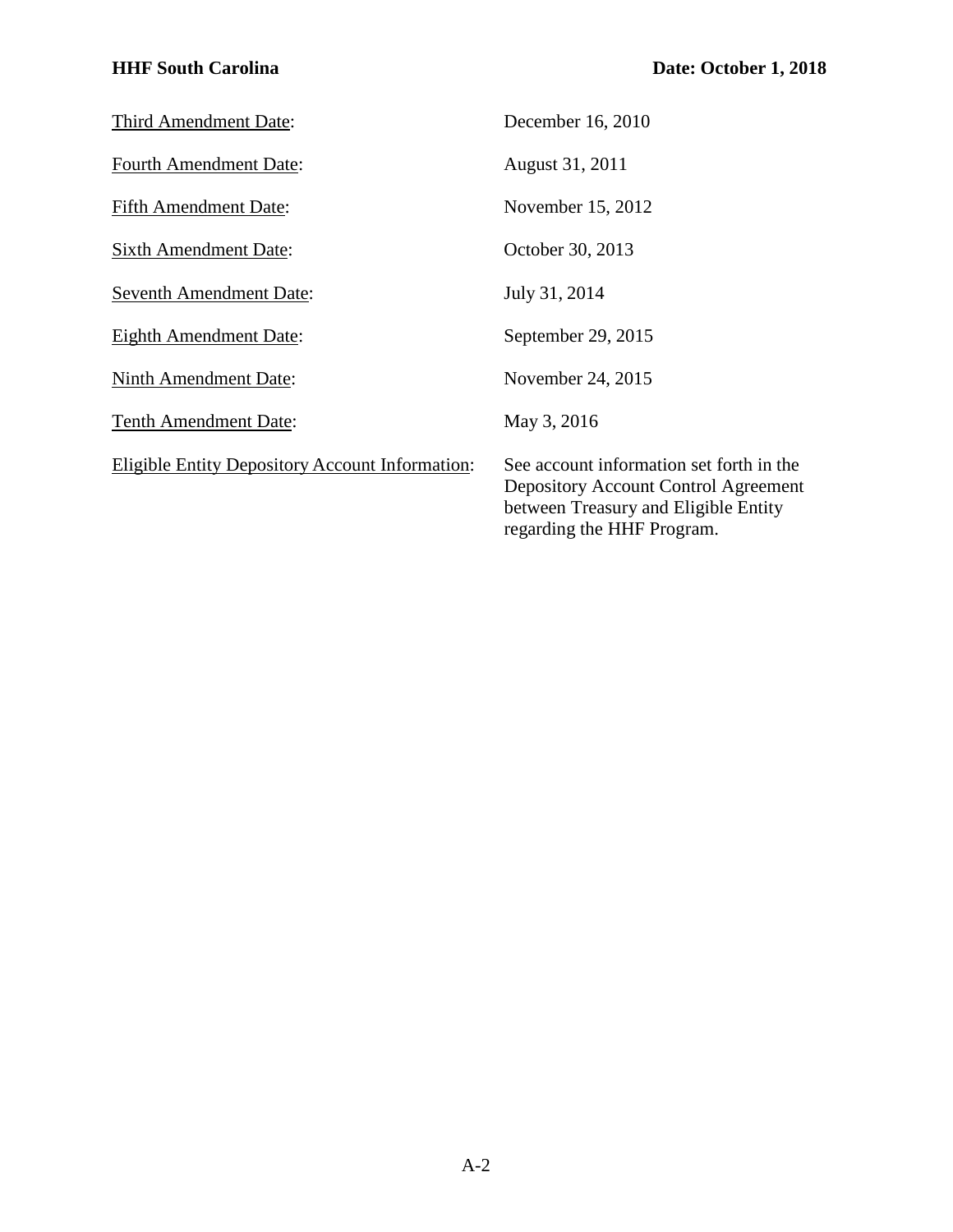| | |
|---|---|
| Third Amendment Date: | December 16, 2010 |
| Fourth Amendment Date: | August 31, 2011 |
| Fifth Amendment Date: | November 15, 2012 |
| Sixth Amendment Date: | October 30, 2013 |
| Seventh Amendment Date: | July 31, 2014 |
| Eighth Amendment Date: | September 29, 2015 |
| Ninth Amendment Date: | November 24, 2015 |
| Tenth Amendment Date: | May 3, 2016 |
| Eligible Entity Depository Account Information: | See account information set forth in the Depository Account Control Agreement between Treasury and Eligible Entity regarding the HHF Program. |